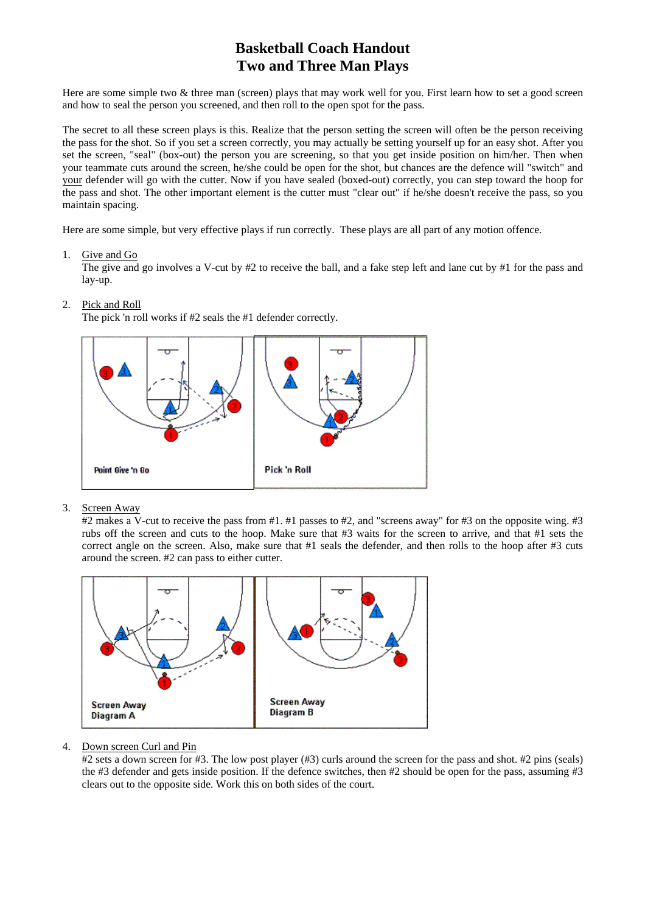# Basketball Coach Handout
## Two and Three Man Plays

Here are some simple two & three man (screen) plays that may work well for you. First learn how to set a good screen and how to seal the person you screened, and then roll to the open spot for the pass.

The secret to all these screen plays is this. Realize that the person setting the screen will often be the person receiving the pass for the shot. So if you set a screen correctly, you may actually be setting yourself up for an easy shot. After you set the screen, "seal" (box-out) the person you are screening, so that you get inside position on him/her. Then when your teammate cuts around the screen, he/she could be open for the shot, but chances are the defence will "switch" and your defender will go with the cutter. Now if you have sealed (boxed-out) correctly, you can step toward the hoop for the pass and shot. The other important element is the cutter must "clear out" if he/she doesn't receive the pass, so you maintain spacing.

Here are some simple, but very effective plays if run correctly. These plays are all part of any motion offence.

1. Give and Go
   The give and go involves a V-cut by #2 to receive the ball, and a fake step left and lane cut by #1 for the pass and lay-up.

2. Pick and Roll
   The pick 'n roll works if #2 seals the #1 defender correctly.

Point Give 'n Go

Pick 'n Roll

3. Screen Away
   #2 makes a V-cut to receive the pass from #1. #1 passes to #2, and "screens away" for #3 on the opposite wing. #3 rubs off the screen and cuts to the hoop. Make sure that #3 waits for the screen to arrive, and that #1 sets the correct angle on the screen. Also, make sure that #1 seals the defender, and then rolls to the hoop after #3 cuts around the screen. #2 can pass to either cutter.

Screen Away Diagram A

Screen Away Diagram B

4. Down screen Curl and Pin
   #2 sets a down screen for #3. The low post player (#3) curls around the screen for the pass and shot. #2 pins (seals) the #3 defender and gets inside position. If the defence switches, then #2 should be open for the pass, assuming #3 clears out to the opposite side. Work this on both sides of the court.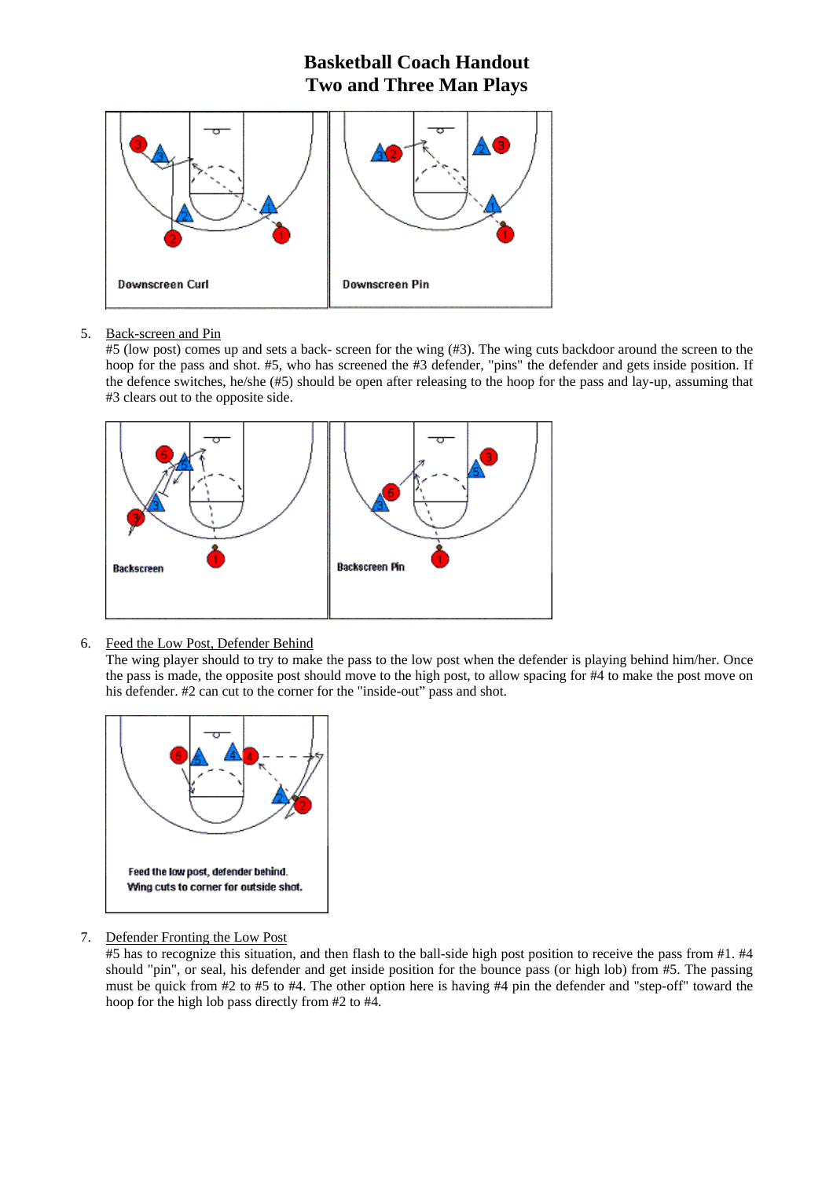# Basketball Coach Handout
# Two and Three Man Plays

Downscreen Curl

Downscreen Pin

5. Back-screen and Pin
   #5 (low post) comes up and sets a back- screen for the wing (#3). The wing cuts backdoor around the screen to the hoop for the pass and shot. #5, who has screened the #3 defender, "pins" the defender and gets inside position. If the defence switches, he/she (#5) should be open after releasing to the hoop for the pass and lay-up, assuming that #3 clears out to the opposite side.

Backscreen

Backscreen Pin

6. Feed the Low Post, Defender Behind
   The wing player should to try to make the pass to the low post when the defender is playing behind him/her. Once the pass is made, the opposite post should move to the high post, to allow spacing for #4 to make the post move on his defender. #2 can cut to the corner for the "inside-out" pass and shot.

Feed the low post, defender behind.
Wing cuts to corner for outside shot.

7. Defender Fronting the Low Post
   #5 has to recognize this situation, and then flash to the ball-side high post position to receive the pass from #1. #4 should "pin", or seal, his defender and get inside position for the bounce pass (or high lob) from #5. The passing must be quick from #2 to #5 to #4. The other option here is having #4 pin the defender and "step-off" toward the hoop for the high lob pass directly from #2 to #4.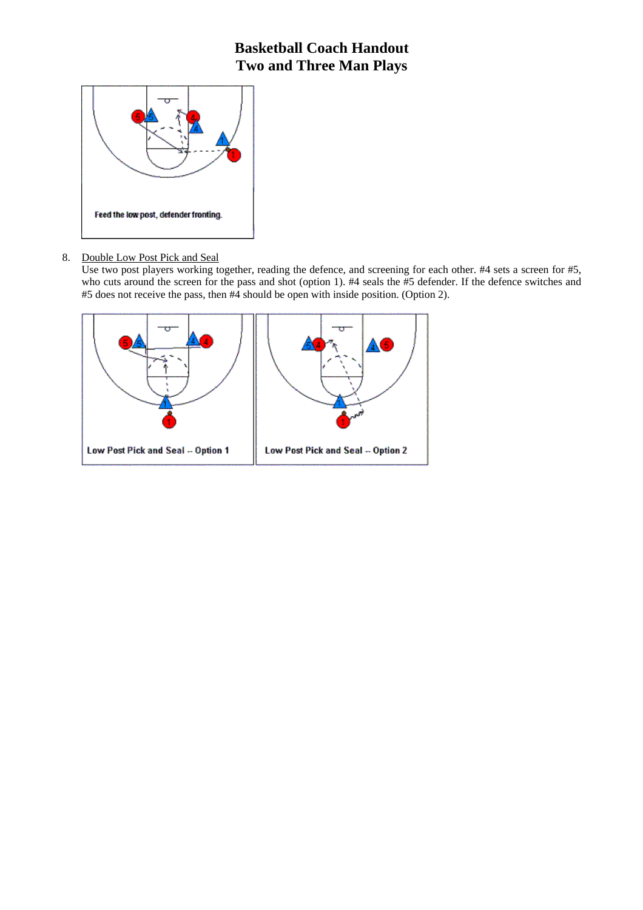# Basketball Coach Handout
# Two and Three Man Plays

Feed the low post, defender fronting.

8. Double Low Post Pick and Seal

   Use two post players working together, reading the defence, and screening for each other. #4 sets a screen for #5, who cuts around the screen for the pass and shot (option 1). #4 seals the #5 defender. If the defence switches and #5 does not receive the pass, then #4 should be open with inside position. (Option 2).

Low Post Pick and Seal -- Option 1

Low Post Pick and Seal -- Option 2